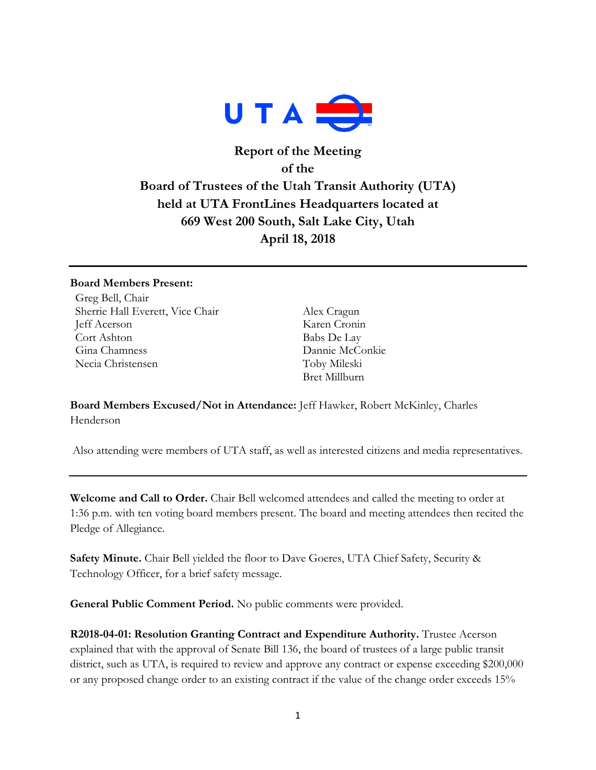**Report of the Meeting**
**of the**
**Board of Trustees of the Utah Transit Authority (UTA)**
**held at UTA FrontLines Headquarters located at**
**669 West 200 South, Salt Lake City, Utah**
**April 18, 2018**

---

**Board Members Present:**

Greg Bell, Chair
Sherrie Hall Everett, Vice Chair
Jeff Acerson
Cort Ashton
Gina Chamness
Necia Christensen
Alex Cragun
Karen Cronin
Babs De Lay
Dannie McConkie
Toby Mileski
Bret Millburn

**Board Members Excused/Not in Attendance:** Jeff Hawker, Robert McKinley, Charles Henderson

Also attending were members of UTA staff, as well as interested citizens and media representatives.

---

**Welcome and Call to Order.** Chair Bell welcomed attendees and called the meeting to order at 1:36 p.m. with ten voting board members present. The board and meeting attendees then recited the Pledge of Allegiance.

**Safety Minute.** Chair Bell yielded the floor to Dave Goeres, UTA Chief Safety, Security & Technology Officer, for a brief safety message.

**General Public Comment Period.** No public comments were provided.

**R2018-04-01: Resolution Granting Contract and Expenditure Authority.** Trustee Acerson explained that with the approval of Senate Bill 136, the board of trustees of a large public transit district, such as UTA, is required to review and approve any contract or expense exceeding $200,000 or any proposed change order to an existing contract if the value of the change order exceeds 15%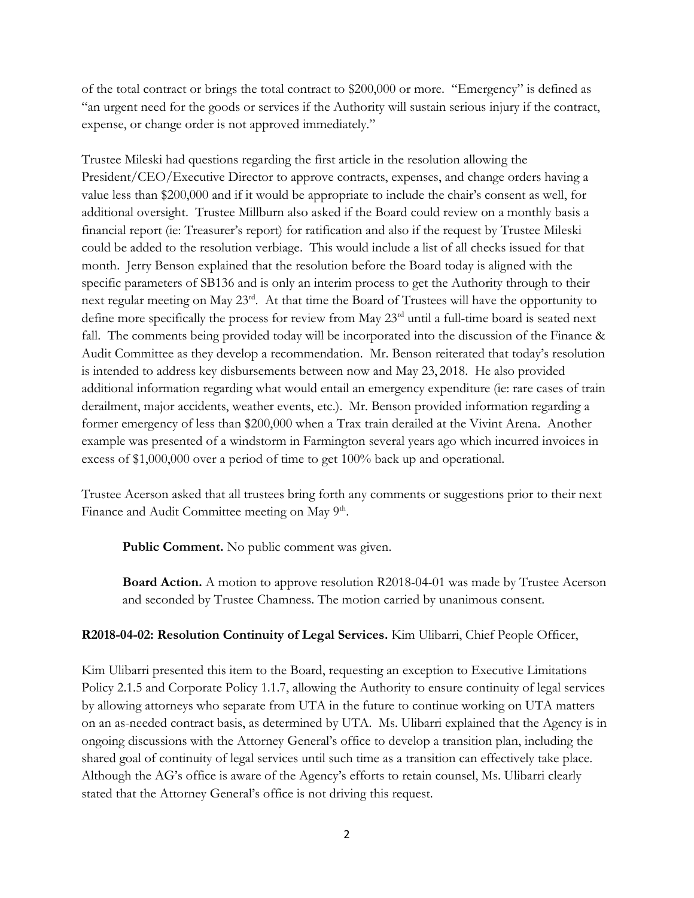of the total contract or brings the total contract to \$200,000 or more. "Emergency" is defined as "an urgent need for the goods or services if the Authority will sustain serious injury if the contract, expense, or change order is not approved immediately."

Trustee Mileski had questions regarding the first article in the resolution allowing the President/CEO/Executive Director to approve contracts, expenses, and change orders having a value less than \$200,000 and if it would be appropriate to include the chair's consent as well, for additional oversight. Trustee Millburn also asked if the Board could review on a monthly basis a financial report (ie: Treasurer's report) for ratification and also if the request by Trustee Mileski could be added to the resolution verbiage. This would include a list of all checks issued for that month. Jerry Benson explained that the resolution before the Board today is aligned with the specific parameters of SB136 and is only an interim process to get the Authority through to their next regular meeting on May 23rd. At that time the Board of Trustees will have the opportunity to define more specifically the process for review from May 23rd until a full-time board is seated next fall. The comments being provided today will be incorporated into the discussion of the Finance & Audit Committee as they develop a recommendation. Mr. Benson reiterated that today's resolution is intended to address key disbursements between now and May 23, 2018. He also provided additional information regarding what would entail an emergency expenditure (ie: rare cases of train derailment, major accidents, weather events, etc.). Mr. Benson provided information regarding a former emergency of less than \$200,000 when a Trax train derailed at the Vivint Arena. Another example was presented of a windstorm in Farmington several years ago which incurred invoices in excess of \$1,000,000 over a period of time to get 100% back up and operational.

Trustee Acerson asked that all trustees bring forth any comments or suggestions prior to their next Finance and Audit Committee meeting on May 9th.

> **Public Comment.** No public comment was given.
>
> **Board Action.** A motion to approve resolution R2018-04-01 was made by Trustee Acerson and seconded by Trustee Chamness. The motion carried by unanimous consent.

**R2018-04-02: Resolution Continuity of Legal Services.** Kim Ulibarri, Chief People Officer,

Kim Ulibarri presented this item to the Board, requesting an exception to Executive Limitations Policy 2.1.5 and Corporate Policy 1.1.7, allowing the Authority to ensure continuity of legal services by allowing attorneys who separate from UTA in the future to continue working on UTA matters on an as-needed contract basis, as determined by UTA. Ms. Ulibarri explained that the Agency is in ongoing discussions with the Attorney General's office to develop a transition plan, including the shared goal of continuity of legal services until such time as a transition can effectively take place. Although the AG's office is aware of the Agency's efforts to retain counsel, Ms. Ulibarri clearly stated that the Attorney General's office is not driving this request.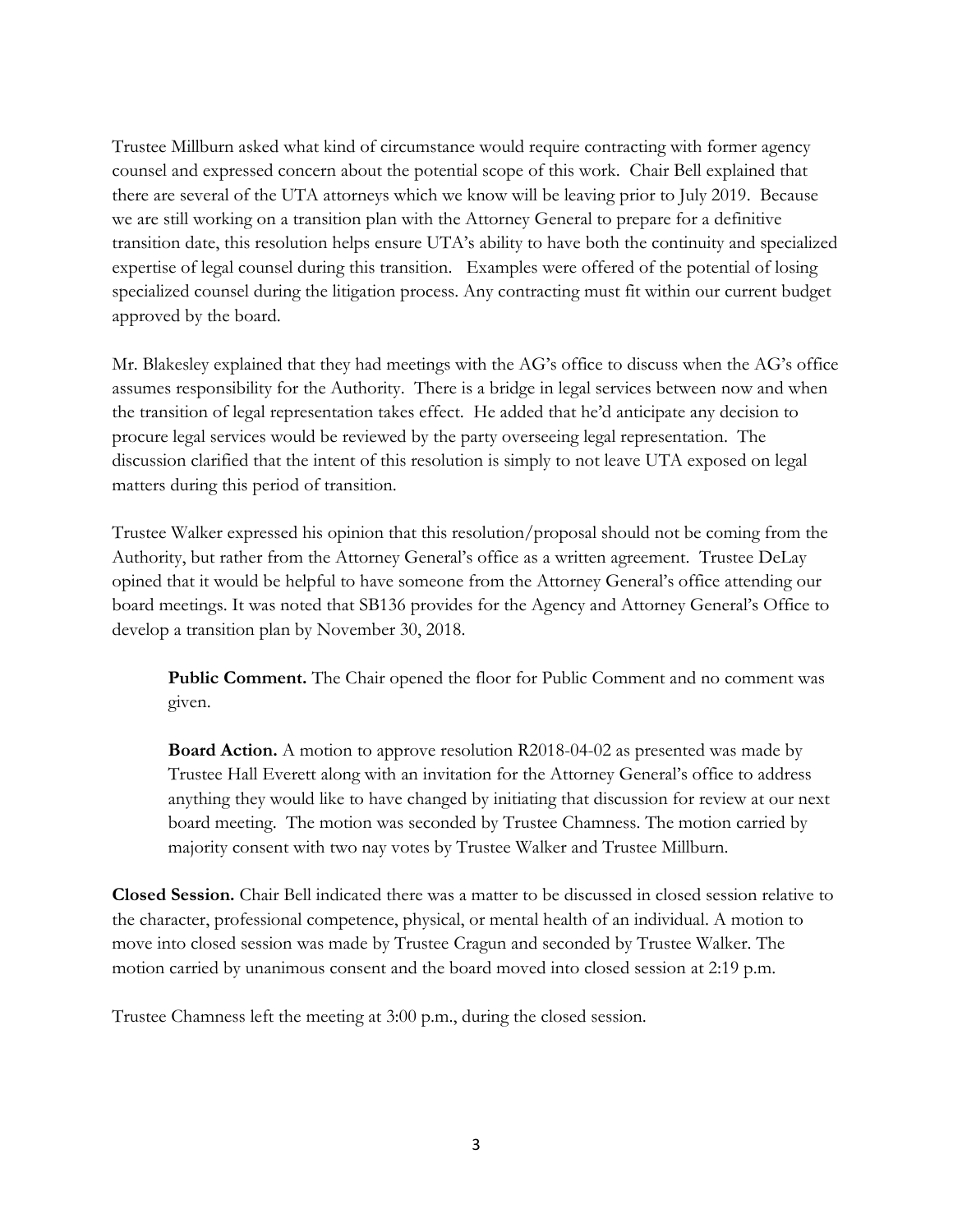Trustee Millburn asked what kind of circumstance would require contracting with former agency counsel and expressed concern about the potential scope of this work. Chair Bell explained that there are several of the UTA attorneys which we know will be leaving prior to July 2019. Because we are still working on a transition plan with the Attorney General to prepare for a definitive transition date, this resolution helps ensure UTA's ability to have both the continuity and specialized expertise of legal counsel during this transition. Examples were offered of the potential of losing specialized counsel during the litigation process. Any contracting must fit within our current budget approved by the board.

Mr. Blakesley explained that they had meetings with the AG's office to discuss when the AG's office assumes responsibility for the Authority. There is a bridge in legal services between now and when the transition of legal representation takes effect. He added that he'd anticipate any decision to procure legal services would be reviewed by the party overseeing legal representation. The discussion clarified that the intent of this resolution is simply to not leave UTA exposed on legal matters during this period of transition.

Trustee Walker expressed his opinion that this resolution/proposal should not be coming from the Authority, but rather from the Attorney General's office as a written agreement. Trustee DeLay opined that it would be helpful to have someone from the Attorney General's office attending our board meetings. It was noted that SB136 provides for the Agency and Attorney General's Office to develop a transition plan by November 30, 2018.

**Public Comment.** The Chair opened the floor for Public Comment and no comment was given.

**Board Action.** A motion to approve resolution R2018-04-02 as presented was made by Trustee Hall Everett along with an invitation for the Attorney General's office to address anything they would like to have changed by initiating that discussion for review at our next board meeting. The motion was seconded by Trustee Chamness. The motion carried by majority consent with two nay votes by Trustee Walker and Trustee Millburn.

**Closed Session.** Chair Bell indicated there was a matter to be discussed in closed session relative to the character, professional competence, physical, or mental health of an individual. A motion to move into closed session was made by Trustee Cragun and seconded by Trustee Walker. The motion carried by unanimous consent and the board moved into closed session at 2:19 p.m.

Trustee Chamness left the meeting at 3:00 p.m., during the closed session.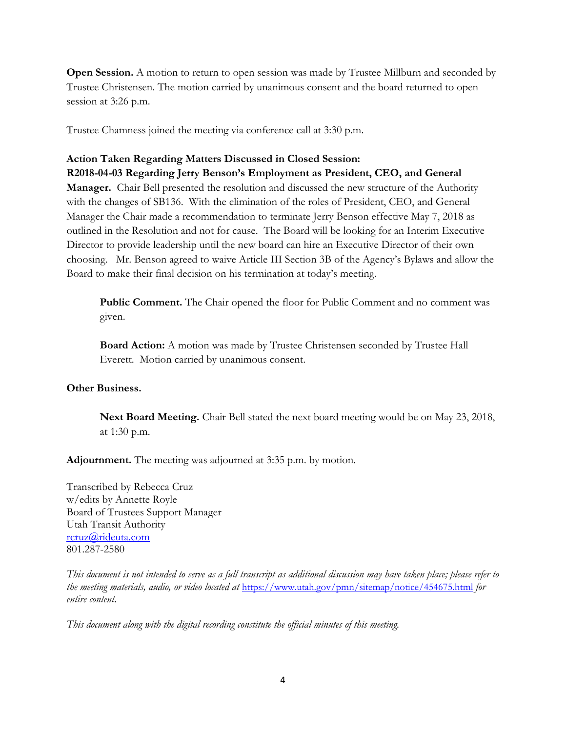**Open Session.** A motion to return to open session was made by Trustee Millburn and seconded by Trustee Christensen. The motion carried by unanimous consent and the board returned to open session at 3:26 p.m.

Trustee Chamness joined the meeting via conference call at 3:30 p.m.

**Action Taken Regarding Matters Discussed in Closed Session:**
**R2018-04-03 Regarding Jerry Benson's Employment as President, CEO, and General Manager.** Chair Bell presented the resolution and discussed the new structure of the Authority with the changes of SB136. With the elimination of the roles of President, CEO, and General Manager the Chair made a recommendation to terminate Jerry Benson effective May 7, 2018 as outlined in the Resolution and not for cause. The Board will be looking for an Interim Executive Director to provide leadership until the new board can hire an Executive Director of their own choosing. Mr. Benson agreed to waive Article III Section 3B of the Agency's Bylaws and allow the Board to make their final decision on his termination at today's meeting.

> **Public Comment.** The Chair opened the floor for Public Comment and no comment was given.
>
> **Board Action:** A motion was made by Trustee Christensen seconded by Trustee Hall Everett. Motion carried by unanimous consent.

**Other Business.**

> **Next Board Meeting.** Chair Bell stated the next board meeting would be on May 23, 2018, at 1:30 p.m.

**Adjournment.** The meeting was adjourned at 3:35 p.m. by motion.

Transcribed by Rebecca Cruz
w/edits by Annette Royle
Board of Trustees Support Manager
Utah Transit Authority
rcruz@rideuta.com
801.287-2580

*This document is not intended to serve as a full transcript as additional discussion may have taken place; please refer to the meeting materials, audio, or video located at* https://www.utah.gov/pmn/sitemap/notice/454675.html *for entire content.*

*This document along with the digital recording constitute the official minutes of this meeting.*